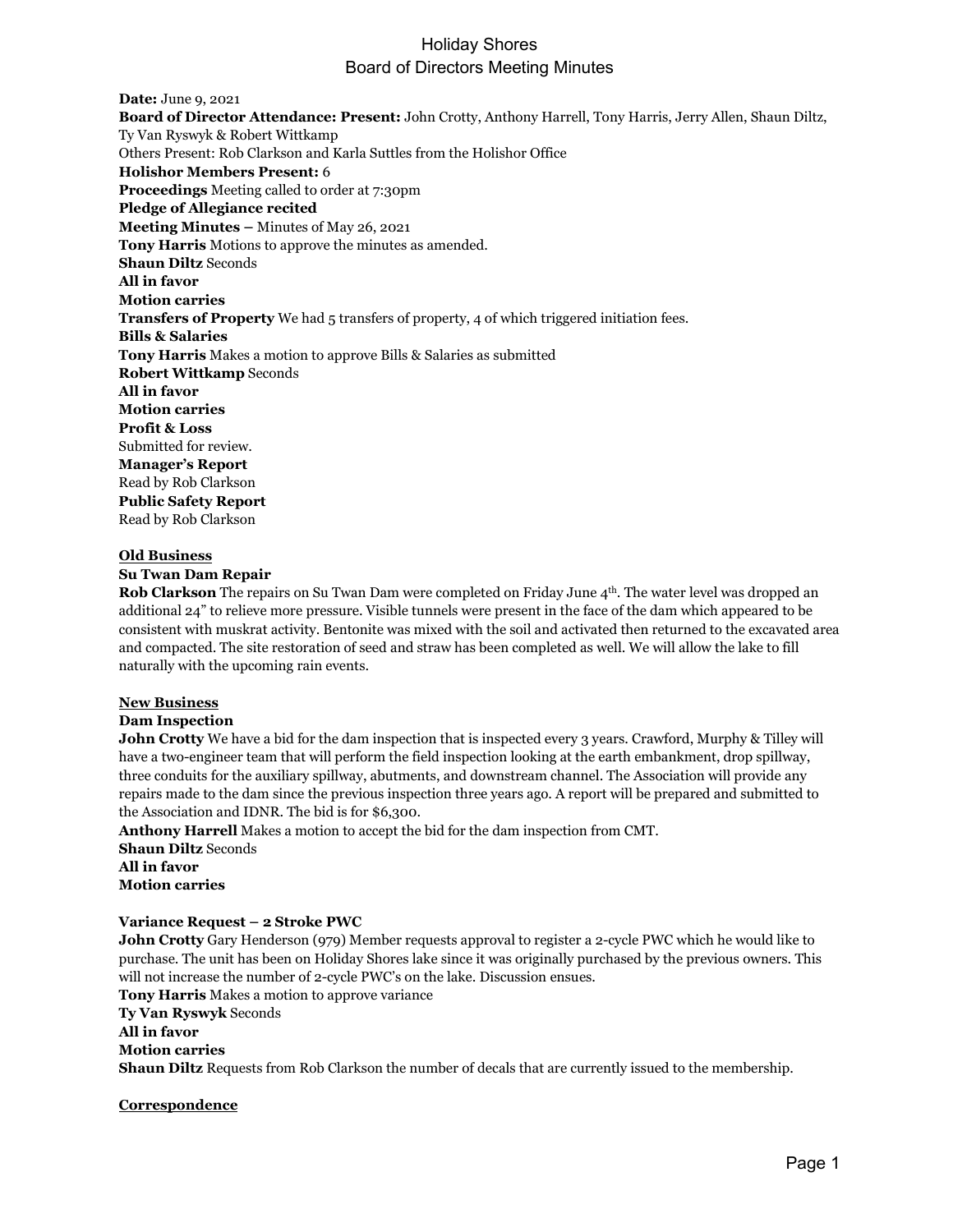# Holiday Shores
## Board of Directors Meeting Minutes

**Date:** June 9, 2021
**Board of Director Attendance: Present:** John Crotty, Anthony Harrell, Tony Harris, Jerry Allen, Shaun Diltz, Ty Van Ryswyk & Robert Wittkamp
Others Present: Rob Clarkson and Karla Suttles from the Holishor Office
**Holishor Members Present:** 6
**Proceedings** Meeting called to order at 7:30pm
**Pledge of Allegiance recited**
**Meeting Minutes –** Minutes of May 26, 2021
**Tony Harris** Motions to approve the minutes as amended.
**Shaun Diltz** Seconds
**All in favor**
**Motion carries**
**Transfers of Property** We had 5 transfers of property, 4 of which triggered initiation fees.
**Bills & Salaries**
**Tony Harris** Makes a motion to approve Bills & Salaries as submitted
**Robert Wittkamp** Seconds
**All in favor**
**Motion carries**
**Profit & Loss**
Submitted for review.
**Manager's Report**
Read by Rob Clarkson
**Public Safety Report**
Read by Rob Clarkson

### Old Business

**Su Twan Dam Repair**
**Rob Clarkson** The repairs on Su Twan Dam were completed on Friday June 4th. The water level was dropped an additional 24" to relieve more pressure. Visible tunnels were present in the face of the dam which appeared to be consistent with muskrat activity. Bentonite was mixed with the soil and activated then returned to the excavated area and compacted. The site restoration of seed and straw has been completed as well. We will allow the lake to fill naturally with the upcoming rain events.

### New Business

**Dam Inspection**
**John Crotty** We have a bid for the dam inspection that is inspected every 3 years. Crawford, Murphy & Tilley will have a two-engineer team that will perform the field inspection looking at the earth embankment, drop spillway, three conduits for the auxiliary spillway, abutments, and downstream channel. The Association will provide any repairs made to the dam since the previous inspection three years ago. A report will be prepared and submitted to the Association and IDNR. The bid is for $6,300.
**Anthony Harrell** Makes a motion to accept the bid for the dam inspection from CMT.
**Shaun Diltz** Seconds
**All in favor**
**Motion carries**

**Variance Request – 2 Stroke PWC**
**John Crotty** Gary Henderson (979) Member requests approval to register a 2-cycle PWC which he would like to purchase. The unit has been on Holiday Shores lake since it was originally purchased by the previous owners. This will not increase the number of 2-cycle PWC's on the lake. Discussion ensues.
**Tony Harris** Makes a motion to approve variance
**Ty Van Ryswyk** Seconds
**All in favor**
**Motion carries**
**Shaun Diltz** Requests from Rob Clarkson the number of decals that are currently issued to the membership.

### Correspondence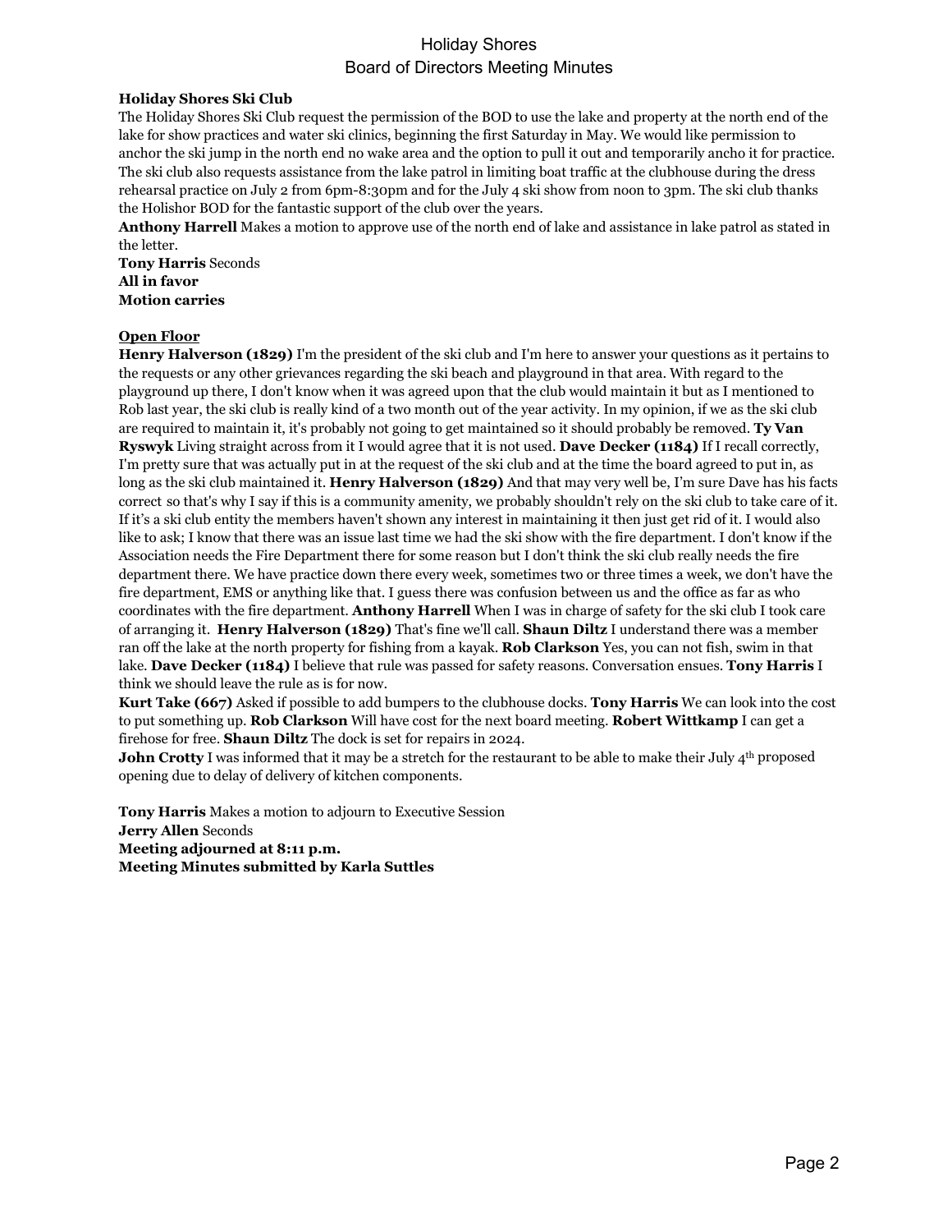**Holiday Shores Ski Club**
The Holiday Shores Ski Club request the permission of the BOD to use the lake and property at the north end of the lake for show practices and water ski clinics, beginning the first Saturday in May. We would like permission to anchor the ski jump in the north end no wake area and the option to pull it out and temporarily ancho it for practice. The ski club also requests assistance from the lake patrol in limiting boat traffic at the clubhouse during the dress rehearsal practice on July 2 from 6pm-8:30pm and for the July 4 ski show from noon to 3pm. The ski club thanks the Holishor BOD for the fantastic support of the club over the years.
**Anthony Harrell** Makes a motion to approve use of the north end of lake and assistance in lake patrol as stated in the letter.
**Tony Harris** Seconds
**All in favor**
**Motion carries**

**Open Floor**
**Henry Halverson (1829)** I'm the president of the ski club and I'm here to answer your questions as it pertains to the requests or any other grievances regarding the ski beach and playground in that area. With regard to the playground up there, I don't know when it was agreed upon that the club would maintain it but as I mentioned to Rob last year, the ski club is really kind of a two month out of the year activity. In my opinion, if we as the ski club are required to maintain it, it's probably not going to get maintained so it should probably be removed. **Ty Van Ryswyk** Living straight across from it I would agree that it is not used. **Dave Decker (1184)** If I recall correctly, I'm pretty sure that was actually put in at the request of the ski club and at the time the board agreed to put in, as long as the ski club maintained it. **Henry Halverson (1829)** And that may very well be, I'm sure Dave has his facts correct so that's why I say if this is a community amenity, we probably shouldn't rely on the ski club to take care of it. If it's a ski club entity the members haven't shown any interest in maintaining it then just get rid of it. I would also like to ask; I know that there was an issue last time we had the ski show with the fire department. I don't know if the Association needs the Fire Department there for some reason but I don't think the ski club really needs the fire department there. We have practice down there every week, sometimes two or three times a week, we don't have the fire department, EMS or anything like that. I guess there was confusion between us and the office as far as who coordinates with the fire department. **Anthony Harrell** When I was in charge of safety for the ski club I took care of arranging it. **Henry Halverson (1829)** That's fine we'll call. **Shaun Diltz** I understand there was a member ran off the lake at the north property for fishing from a kayak. **Rob Clarkson** Yes, you can not fish, swim in that lake. **Dave Decker (1184)** I believe that rule was passed for safety reasons. Conversation ensues. **Tony Harris** I think we should leave the rule as is for now.
**Kurt Take (667)** Asked if possible to add bumpers to the clubhouse docks. **Tony Harris** We can look into the cost to put something up. **Rob Clarkson** Will have cost for the next board meeting. **Robert Wittkamp** I can get a firehose for free. **Shaun Diltz** The dock is set for repairs in 2024.
**John Crotty** I was informed that it may be a stretch for the restaurant to be able to make their July 4th proposed opening due to delay of delivery of kitchen components.

**Tony Harris** Makes a motion to adjourn to Executive Session
**Jerry Allen** Seconds
**Meeting adjourned at 8:11 p.m.**
**Meeting Minutes submitted by Karla Suttles**